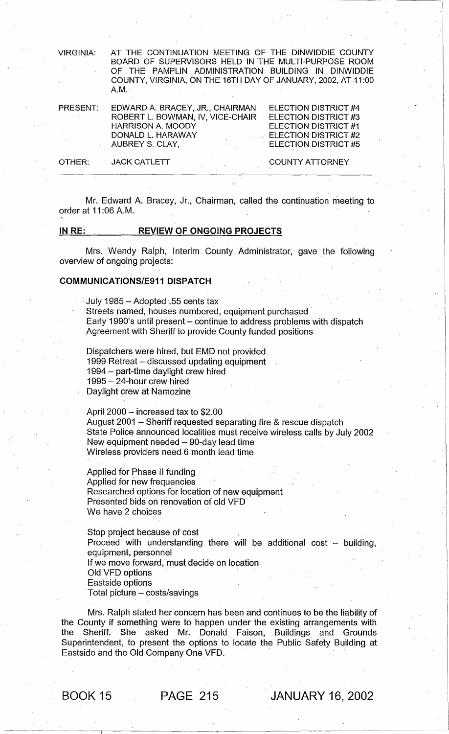VIRGINIA: AT THE CONTINUATION MEETING OF THE DINWIDDIE COUNTY BOARD OF SUPERVISORS HELD IN THE MULTI-PURPOSE ROOM OF THE PAMPLIN ADMINISTRATION BUILDING IN DINWIDDIE COUNTY, VIRGINIA, ON THE 16TH DAY OF JANUARY, 2002, AT 11:00 A.M.

| | | |
|---|---|---|
| PRESENT: | EDWARD A. BRACEY, JR., CHAIRMAN | ELECTION DISTRICT #4 |
| | ROBERT L. BOWMAN, IV, VICE-CHAIR | ELECTION DISTRICT #3 |
| | HARRISON A. MOODY | ELECTION DISTRICT #1 |
| | DONALD L. HARAWAY | ELECTION DISTRICT #2 |
| | AUBREY S. CLAY, | ELECTION DISTRICT #5 |
| OTHER: | JACK CATLETT | COUNTY ATTORNEY |

Mr. Edward A. Bracey, Jr., Chairman, called the continuation meeting to order at 11:06 A.M.

## IN RE: REVIEW OF ONGOING PROJECTS

Mrs. Wendy Ralph, Interim County Administrator, gave the following overview of ongoing projects:

### COMMUNICATIONS/E911 DISPATCH

July 1985 – Adopted .55 cents tax
Streets named, houses numbered, equipment purchased
Early 1990's until present – continue to address problems with dispatch
Agreement with Sheriff to provide County funded positions

Dispatchers were hired, but EMD not provided
1999 Retreat – discussed updating equipment
1994 – part-time daylight crew hired
1995 – 24-hour crew hired
Daylight crew at Namozine

April 2000 – increased tax to $2.00
August 2001 – Sheriff requested separating fire & rescue dispatch
State Police announced localities must receive wireless calls by July 2002
New equipment needed – 90-day lead time
Wireless providers need 6 month lead time

Applied for Phase II funding
Applied for new frequencies
Researched options for location of new equipment
Presented bids on renovation of old VFD
We have 2 choices

Stop project because of cost
Proceed with understanding there will be additional cost – building, equipment, personnel
If we move forward, must decide on location
Old VFD options
Eastside options
Total picture – costs/savings

Mrs. Ralph stated her concern has been and continues to be the liability of the County if something were to happen under the existing arrangements with the Sheriff. She asked Mr. Donald Faison, Buildings and Grounds Superintendent, to present the options to locate the Public Safety Building at Eastside and the Old Company One VFD.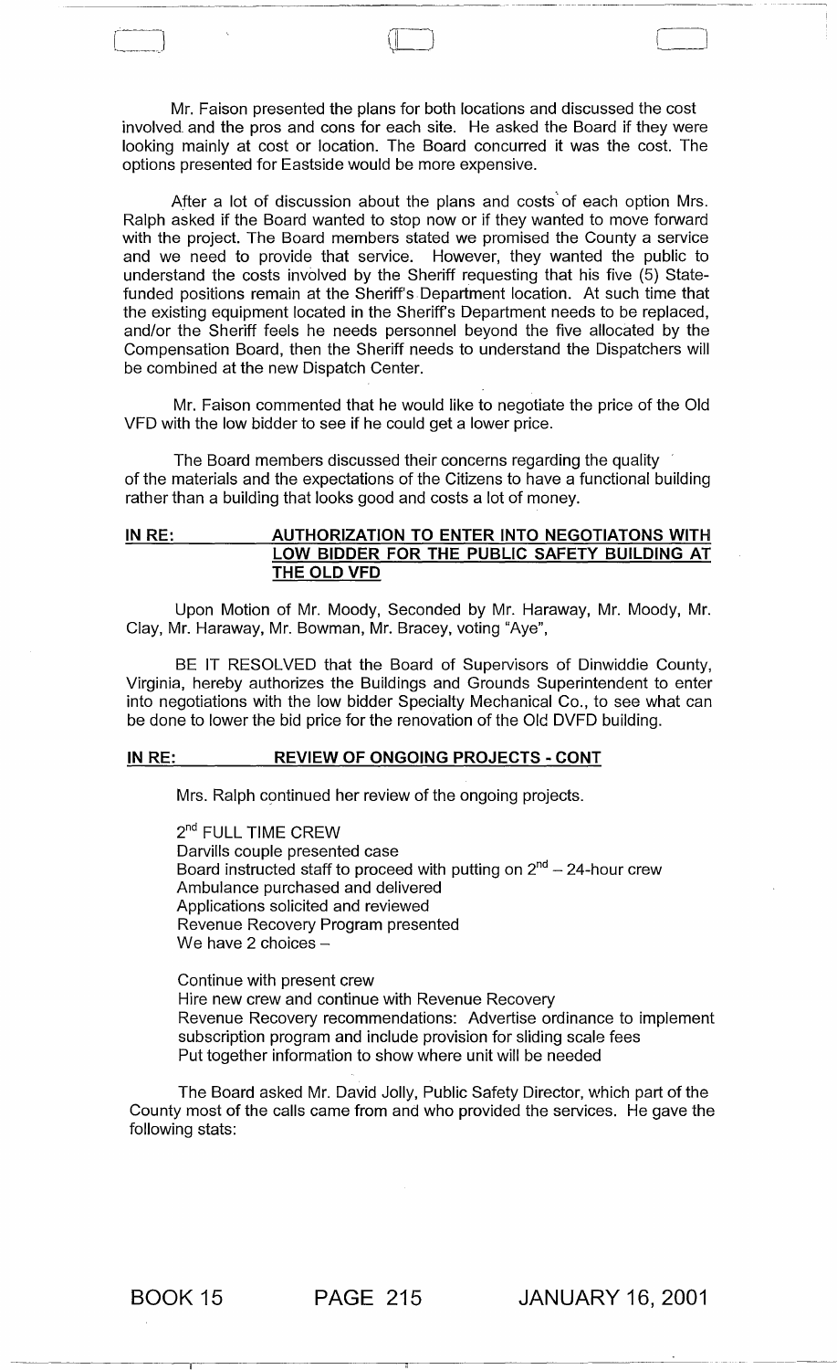Mr. Faison presented the plans for both locations and discussed the cost involved and the pros and cons for each site. He asked the Board if they were looking mainly at cost or location. The Board concurred it was the cost. The options presented for Eastside would be more expensive.

After a lot of discussion about the plans and costs of each option Mrs. Ralph asked if the Board wanted to stop now or if they wanted to move forward with the project. The Board members stated we promised the County a service and we need to provide that service. However, they wanted the public to understand the costs involved by the Sheriff requesting that his five (5) State-funded positions remain at the Sheriff's Department location. At such time that the existing equipment located in the Sheriff's Department needs to be replaced, and/or the Sheriff feels he needs personnel beyond the five allocated by the Compensation Board, then the Sheriff needs to understand the Dispatchers will be combined at the new Dispatch Center.

Mr. Faison commented that he would like to negotiate the price of the Old VFD with the low bidder to see if he could get a lower price.

The Board members discussed their concerns regarding the quality of the materials and the expectations of the Citizens to have a functional building rather than a building that looks good and costs a lot of money.

**IN RE: AUTHORIZATION TO ENTER INTO NEGOTIATONS WITH LOW BIDDER FOR THE PUBLIC SAFETY BUILDING AT THE OLD VFD**

Upon Motion of Mr. Moody, Seconded by Mr. Haraway, Mr. Moody, Mr. Clay, Mr. Haraway, Mr. Bowman, Mr. Bracey, voting "Aye",

BE IT RESOLVED that the Board of Supervisors of Dinwiddie County, Virginia, hereby authorizes the Buildings and Grounds Superintendent to enter into negotiations with the low bidder Specialty Mechanical Co., to see what can be done to lower the bid price for the renovation of the Old DVFD building.

**IN RE: REVIEW OF ONGOING PROJECTS - CONT**

Mrs. Ralph continued her review of the ongoing projects.

2nd FULL TIME CREW
Darvills couple presented case
Board instructed staff to proceed with putting on 2nd – 24-hour crew
Ambulance purchased and delivered
Applications solicited and reviewed
Revenue Recovery Program presented
We have 2 choices –

Continue with present crew
Hire new crew and continue with Revenue Recovery
Revenue Recovery recommendations: Advertise ordinance to implement subscription program and include provision for sliding scale fees
Put together information to show where unit will be needed

The Board asked Mr. David Jolly, Public Safety Director, which part of the County most of the calls came from and who provided the services. He gave the following stats: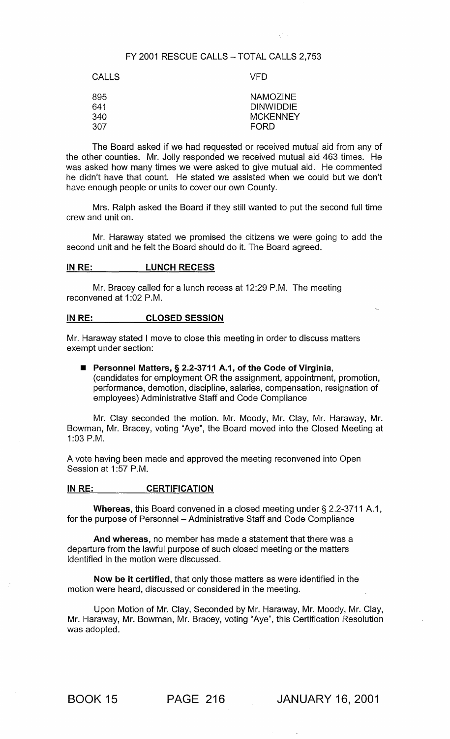FY 2001 RESCUE CALLS – TOTAL CALLS 2,753

| CALLS | VFD |
|---|---|
| 895 | NAMOZINE |
| 641 | DINWIDDIE |
| 340 | MCKENNEY |
| 307 | FORD |

The Board asked if we had requested or received mutual aid from any of the other counties. Mr. Jolly responded we received mutual aid 463 times. He was asked how many times we were asked to give mutual aid. He commented he didn't have that count. He stated we assisted when we could but we don't have enough people or units to cover our own County.

Mrs. Ralph asked the Board if they still wanted to put the second full time crew and unit on.

Mr. Haraway stated we promised the citizens we were going to add the second unit and he felt the Board should do it. The Board agreed.

**IN RE: LUNCH RECESS**

Mr. Bracey called for a lunch recess at 12:29 P.M. The meeting reconvened at 1:02 P.M.

**IN RE: CLOSED SESSION**

Mr. Haraway stated I move to close this meeting in order to discuss matters exempt under section:

- **Personnel Matters, § 2.2-3711 A.1, of the Code of Virginia**, (candidates for employment OR the assignment, appointment, promotion, performance, demotion, discipline, salaries, compensation, resignation of employees) Administrative Staff and Code Compliance

Mr. Clay seconded the motion. Mr. Moody, Mr. Clay, Mr. Haraway, Mr. Bowman, Mr. Bracey, voting "Aye", the Board moved into the Closed Meeting at 1:03 P.M.

A vote having been made and approved the meeting reconvened into Open Session at 1:57 P.M.

**IN RE: CERTIFICATION**

**Whereas**, this Board convened in a closed meeting under § 2.2-3711 A.1, for the purpose of Personnel – Administrative Staff and Code Compliance

**And whereas**, no member has made a statement that there was a departure from the lawful purpose of such closed meeting or the matters identified in the motion were discussed.

**Now be it certified**, that only those matters as were identified in the motion were heard, discussed or considered in the meeting.

Upon Motion of Mr. Clay, Seconded by Mr. Haraway, Mr. Moody, Mr. Clay, Mr. Haraway, Mr. Bowman, Mr. Bracey, voting "Aye", this Certification Resolution was adopted.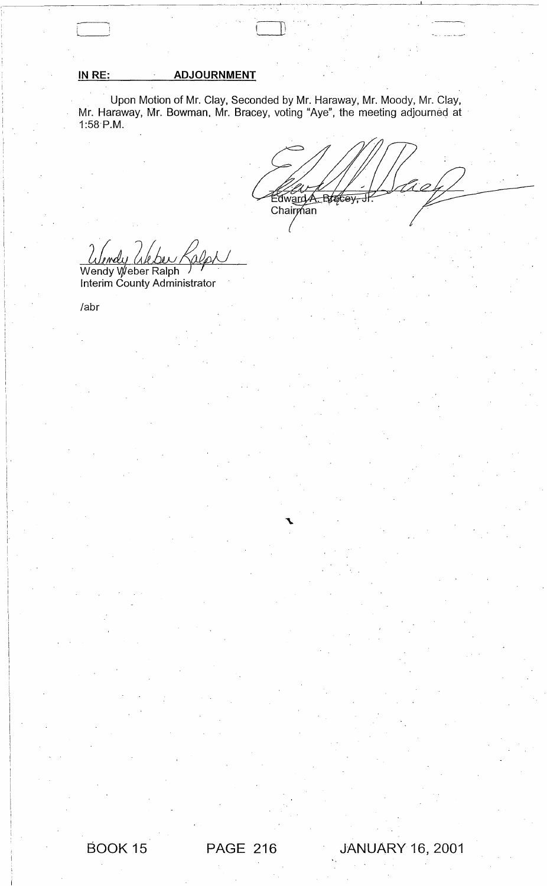**IN RE: ADJOURNMENT**

Upon Motion of Mr. Clay, Seconded by Mr. Haraway, Mr. Moody, Mr. Clay, Mr. Haraway, Mr. Bowman, Mr. Bracey, voting "Aye", the meeting adjourned at 1:58 P.M.

Edward A. Bracey, Jr.
Chairman

Wendy Weber Ralph
Interim County Administrator

/abr

BOOK 15 PAGE 216 JANUARY 16, 2001